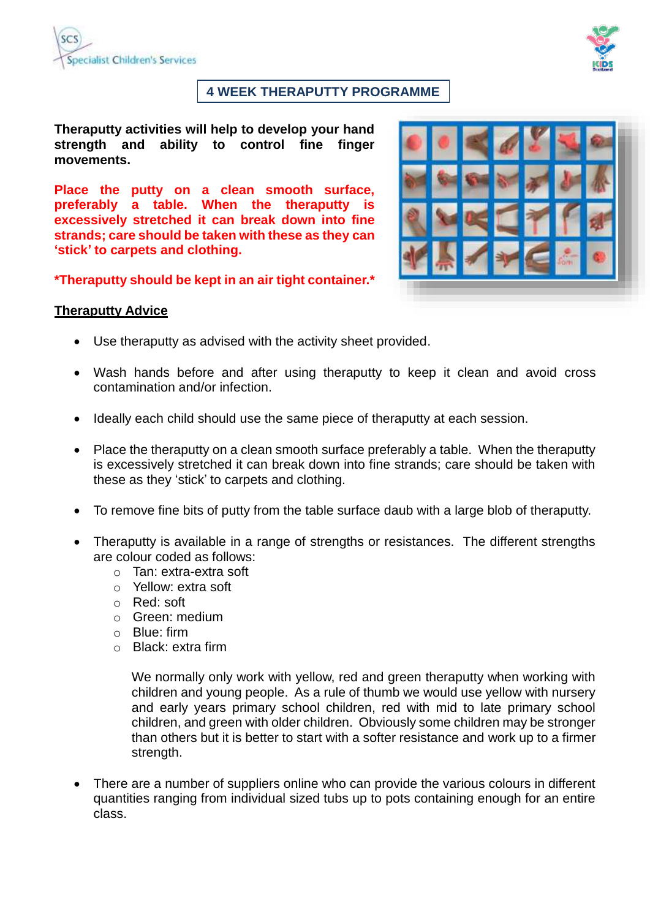# 4 WEEK THERAPUTTY PROGRAMME

**Theraputty activities will help to develop your hand strength and ability to control fine finger movements.**

**Place the putty on a clean smooth surface, preferably a table. When the theraputty is excessively stretched it can break down into fine strands; care should be taken with these as they can 'stick' to carpets and clothing.**

***Theraputty should be kept in an air tight container.***

## Theraputty Advice

- Use theraputty as advised with the activity sheet provided.
- Wash hands before and after using theraputty to keep it clean and avoid cross contamination and/or infection.
- Ideally each child should use the same piece of theraputty at each session.
- Place the theraputty on a clean smooth surface preferably a table. When the theraputty is excessively stretched it can break down into fine strands; care should be taken with these as they 'stick' to carpets and clothing.
- To remove fine bits of putty from the table surface daub with a large blob of theraputty.
- Theraputty is available in a range of strengths or resistances. The different strengths are colour coded as follows:
    - Tan: extra-extra soft
    - Yellow: extra soft
    - Red: soft
    - Green: medium
    - Blue: firm
    - Black: extra firm

  We normally only work with yellow, red and green theraputty when working with children and young people. As a rule of thumb we would use yellow with nursery and early years primary school children, red with mid to late primary school children, and green with older children. Obviously some children may be stronger than others but it is better to start with a softer resistance and work up to a firmer strength.

- There are a number of suppliers online who can provide the various colours in different quantities ranging from individual sized tubs up to pots containing enough for an entire class.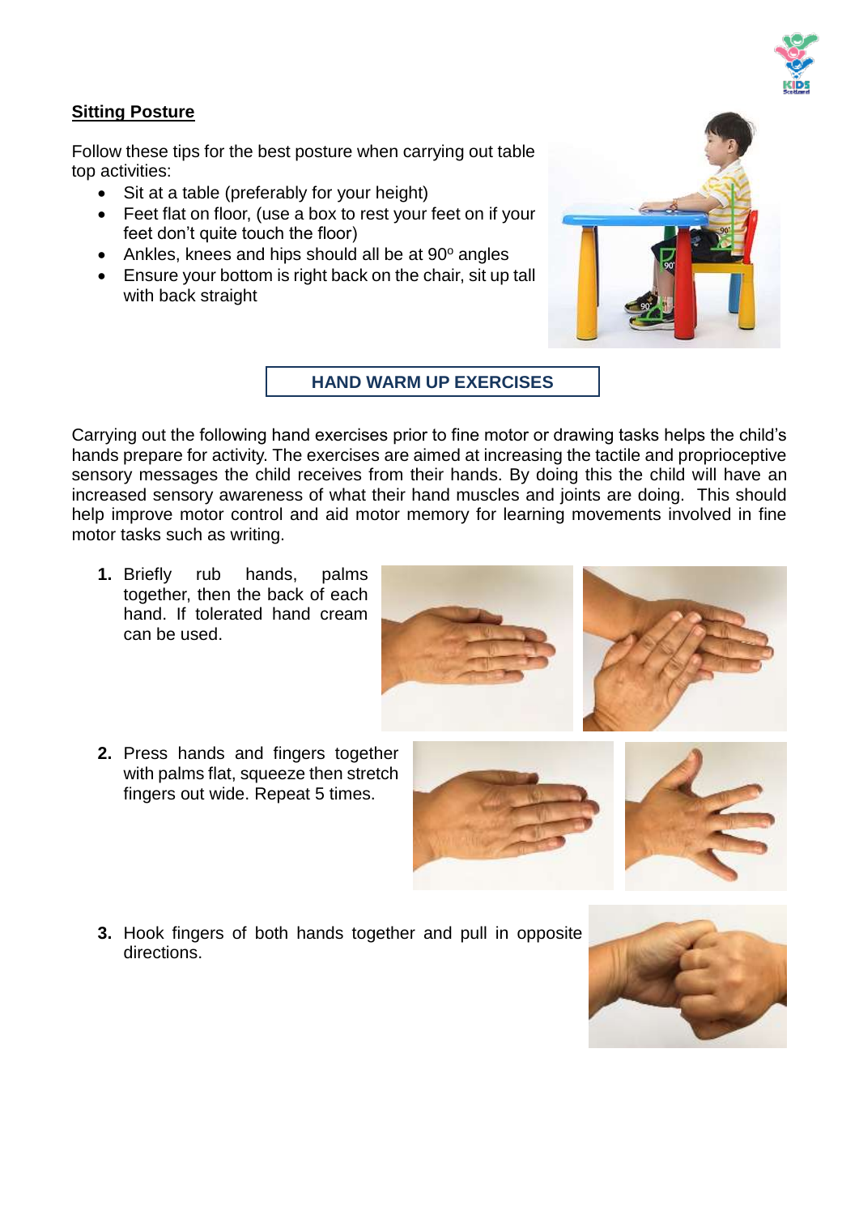## Sitting Posture

Follow these tips for the best posture when carrying out table top activities:

- Sit at a table (preferably for your height)
- Feet flat on floor, (use a box to rest your feet on if your feet don't quite touch the floor)
- Ankles, knees and hips should all be at 90° angles
- Ensure your bottom is right back on the chair, sit up tall with back straight

## HAND WARM UP EXERCISES

Carrying out the following hand exercises prior to fine motor or drawing tasks helps the child's hands prepare for activity. The exercises are aimed at increasing the tactile and proprioceptive sensory messages the child receives from their hands. By doing this the child will have an increased sensory awareness of what their hand muscles and joints are doing. This should help improve motor control and aid motor memory for learning movements involved in fine motor tasks such as writing.

1. Briefly rub hands, palms together, then the back of each hand. If tolerated hand cream can be used.
2. Press hands and fingers together with palms flat, squeeze then stretch fingers out wide. Repeat 5 times.
3. Hook fingers of both hands together and pull in opposite directions.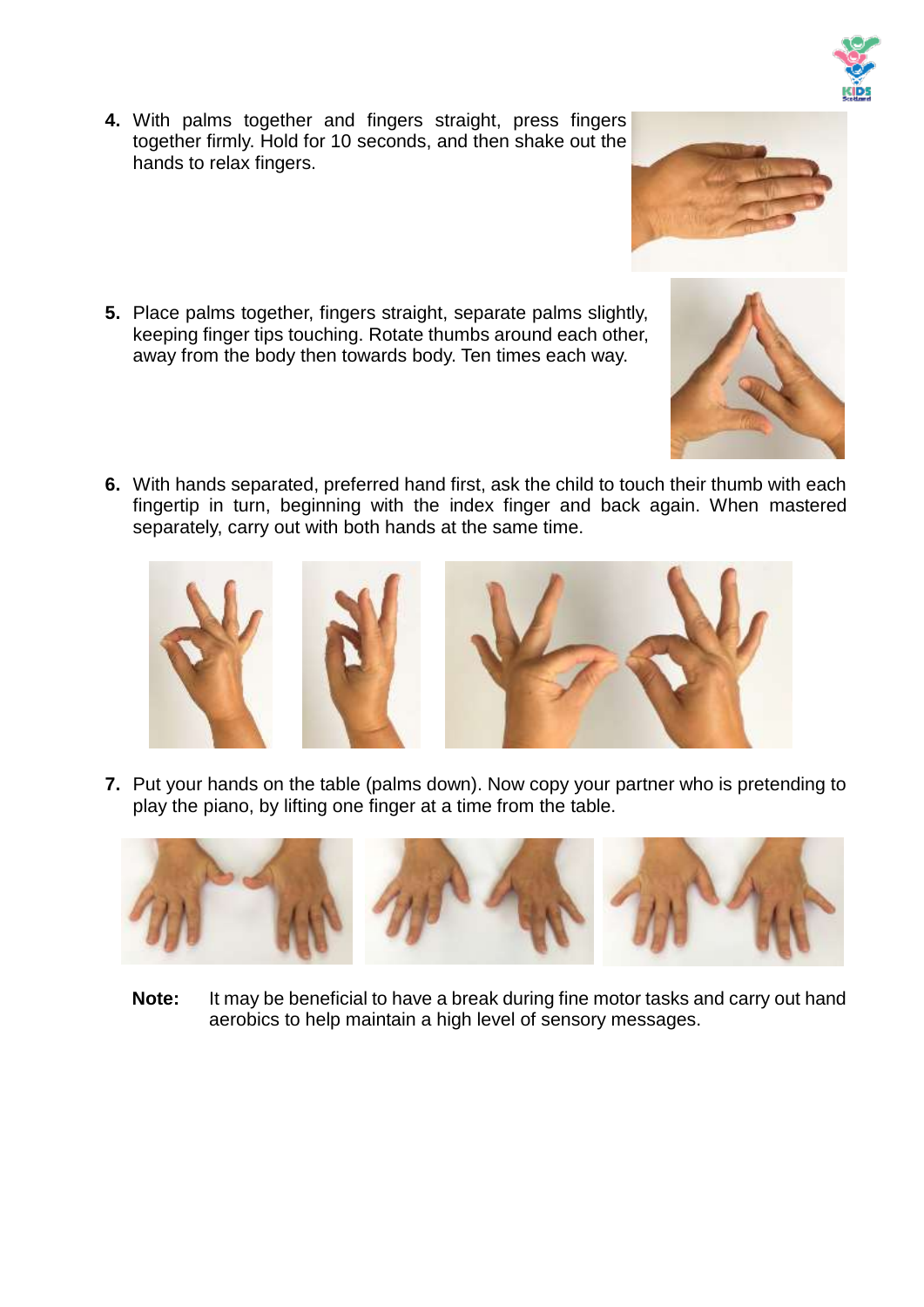4. With palms together and fingers straight, press fingers together firmly. Hold for 10 seconds, and then shake out the hands to relax fingers.

5. Place palms together, fingers straight, separate palms slightly, keeping finger tips touching. Rotate thumbs around each other, away from the body then towards body. Ten times each way.

6. With hands separated, preferred hand first, ask the child to touch their thumb with each fingertip in turn, beginning with the index finger and back again. When mastered separately, carry out with both hands at the same time.

7. Put your hands on the table (palms down). Now copy your partner who is pretending to play the piano, by lifting one finger at a time from the table.

**Note:** It may be beneficial to have a break during fine motor tasks and carry out hand aerobics to help maintain a high level of sensory messages.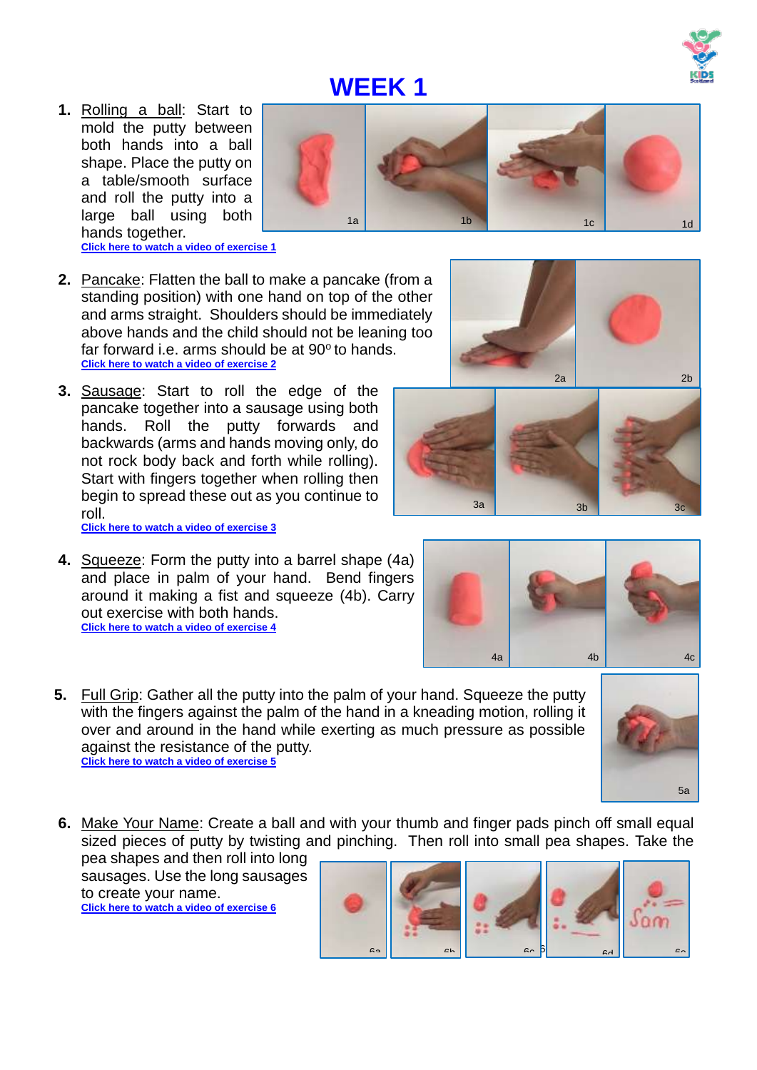# WEEK 1

1. <u>Rolling a ball</u>: Start to mold the putty between both hands into a ball shape. Place the putty on a table/smooth surface and roll the putty into a large ball using both hands together.
   **Click here to watch a video of exercise 1**

   1a 1b 1c 1d

2. <u>Pancake</u>: Flatten the ball to make a pancake (from a standing position) with one hand on top of the other and arms straight. Shoulders should be immediately above hands and the child should not be leaning too far forward i.e. arms should be at 90° to hands.
   **Click here to watch a video of exercise 2**

   2a 2b

3. <u>Sausage</u>: Start to roll the edge of the pancake together into a sausage using both hands. Roll the putty forwards and backwards (arms and hands moving only, do not rock body back and forth while rolling). Start with fingers together when rolling then begin to spread these out as you continue to roll.
   **Click here to watch a video of exercise 3**

   3a 3b 3c

4. <u>Squeeze</u>: Form the putty into a barrel shape (4a) and place in palm of your hand. Bend fingers around it making a fist and squeeze (4b). Carry out exercise with both hands.
   **Click here to watch a video of exercise 4**

   4a 4b 4c

5. <u>Full Grip</u>: Gather all the putty into the palm of your hand. Squeeze the putty with the fingers against the palm of the hand in a kneading motion, rolling it over and around in the hand while exerting as much pressure as possible against the resistance of the putty.
   **Click here to watch a video of exercise 5**

   5a

6. <u>Make Your Name</u>: Create a ball and with your thumb and finger pads pinch off small equal sized pieces of putty by twisting and pinching. Then roll into small pea shapes. Take the pea shapes and then roll into long sausages. Use the long sausages to create your name.
   **Click here to watch a video of exercise 6**

   6a 6b 6c 6d 6e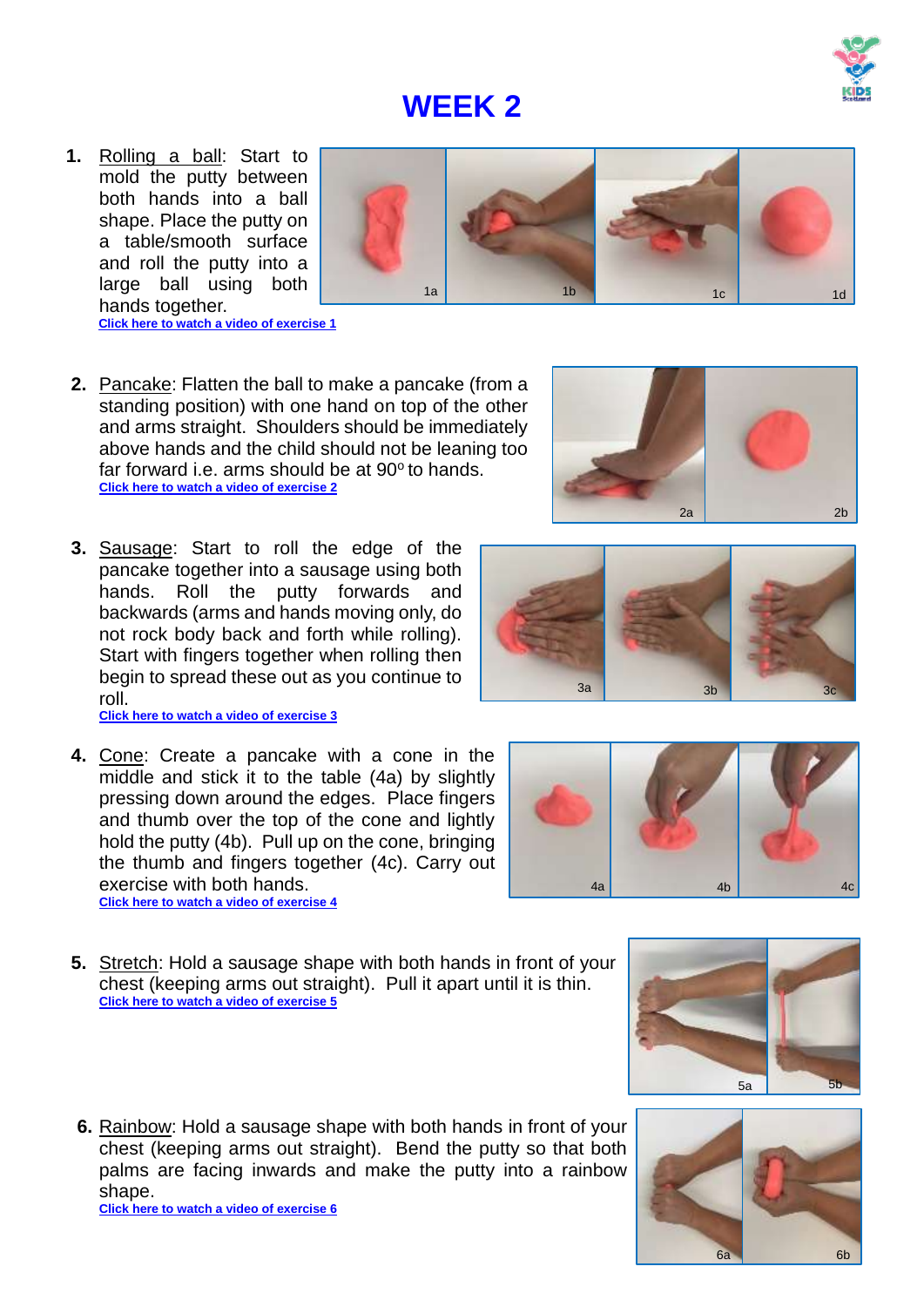# WEEK 2

1. Rolling a ball: Start to mold the putty between both hands into a ball shape. Place the putty on a table/smooth surface and roll the putty into a large ball using both hands together.
   **Click here to watch a video of exercise 1**

2. Pancake: Flatten the ball to make a pancake (from a standing position) with one hand on top of the other and arms straight. Shoulders should be immediately above hands and the child should not be leaning too far forward i.e. arms should be at $90^{o}$ to hands.
   **Click here to watch a video of exercise 2**

3. Sausage: Start to roll the edge of the pancake together into a sausage using both hands. Roll the putty forwards and backwards (arms and hands moving only, do not rock body back and forth while rolling). Start with fingers together when rolling then begin to spread these out as you continue to roll.
   **Click here to watch a video of exercise 3**

4. Cone: Create a pancake with a cone in the middle and stick it to the table (4a) by slightly pressing down around the edges. Place fingers and thumb over the top of the cone and lightly hold the putty (4b). Pull up on the cone, bringing the thumb and fingers together (4c). Carry out exercise with both hands.
   **Click here to watch a video of exercise 4**

5. Stretch: Hold a sausage shape with both hands in front of your chest (keeping arms out straight). Pull it apart until it is thin.
   **Click here to watch a video of exercise 5**

6. Rainbow: Hold a sausage shape with both hands in front of your chest (keeping arms out straight). Bend the putty so that both palms are facing inwards and make the putty into a rainbow shape.
   **Click here to watch a video of exercise 6**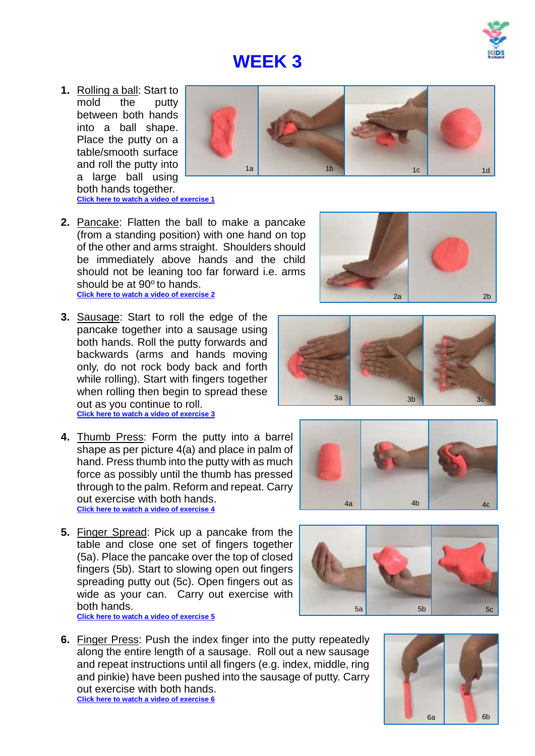# WEEK 3

1. Rolling a ball: Start to mold the putty between both hands into a ball shape. Place the putty on a table/smooth surface and roll the putty into a large ball using both hands together.
   **Click here to watch a video of exercise 1**

1a 1b 1c 1d

2. Pancake: Flatten the ball to make a pancake (from a standing position) with one hand on top of the other and arms straight. Shoulders should be immediately above hands and the child should not be leaning too far forward i.e. arms should be at 90º to hands.
   **Click here to watch a video of exercise 2**

2a 2b

3. Sausage: Start to roll the edge of the pancake together into a sausage using both hands. Roll the putty forwards and backwards (arms and hands moving only, do not rock body back and forth while rolling). Start with fingers together when rolling then begin to spread these out as you continue to roll.
   **Click here to watch a video of exercise 3**

3a 3b 3c

4. Thumb Press: Form the putty into a barrel shape as per picture 4(a) and place in palm of hand. Press thumb into the putty with as much force as possibly until the thumb has pressed through to the palm. Reform and repeat. Carry out exercise with both hands.
   **Click here to watch a video of exercise 4**

4a 4b 4c

5. Finger Spread: Pick up a pancake from the table and close one set of fingers together (5a). Place the pancake over the top of closed fingers (5b). Start to slowing open out fingers spreading putty out (5c). Open fingers out as wide as your can. Carry out exercise with both hands.
   **Click here to watch a video of exercise 5**

5a 5b 5c

6. Finger Press: Push the index finger into the putty repeatedly along the entire length of a sausage. Roll out a new sausage and repeat instructions until all fingers (e.g. index, middle, ring and pinkie) have been pushed into the sausage of putty. Carry out exercise with both hands.
   **Click here to watch a video of exercise 6**

6a 6b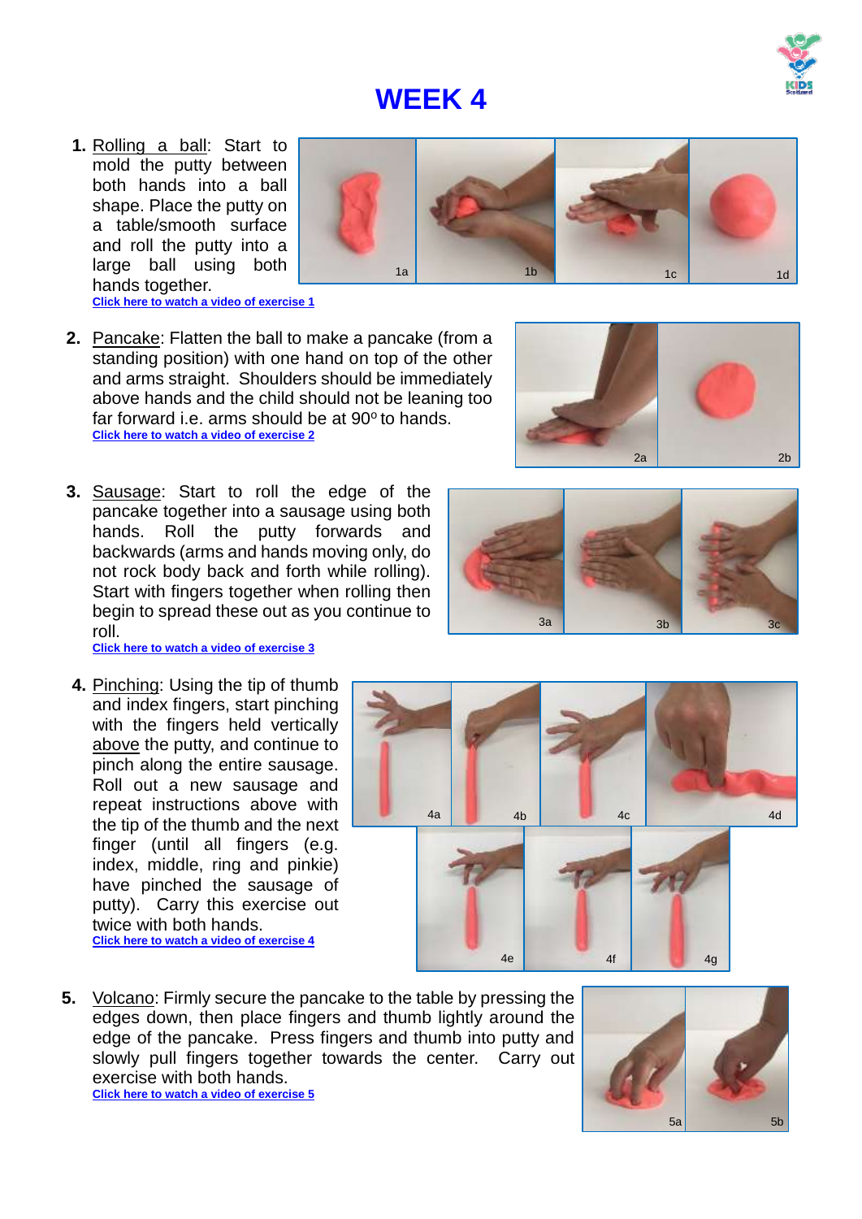# WEEK 4

1. Rolling a ball: Start to mold the putty between both hands into a ball shape. Place the putty on a table/smooth surface and roll the putty into a large ball using both hands together.
   **Click here to watch a video of exercise 1**

1a 1b 1c 1d

2. Pancake: Flatten the ball to make a pancake (from a standing position) with one hand on top of the other and arms straight. Shoulders should be immediately above hands and the child should not be leaning too far forward i.e. arms should be at 90$^{o}$ to hands.
   **Click here to watch a video of exercise 2**

2a 2b

3. Sausage: Start to roll the edge of the pancake together into a sausage using both hands. Roll the putty forwards and backwards (arms and hands moving only, do not rock body back and forth while rolling). Start with fingers together when rolling then begin to spread these out as you continue to roll.
   **Click here to watch a video of exercise 3**

3a 3b 3c

4. Pinching: Using the tip of thumb and index fingers, start pinching with the fingers held vertically above the putty, and continue to pinch along the entire sausage. Roll out a new sausage and repeat instructions above with the tip of the thumb and the next finger (until all fingers (e.g. index, middle, ring and pinkie) have pinched the sausage of putty). Carry this exercise out twice with both hands.
   **Click here to watch a video of exercise 4**

4a 4b 4c 4d 4e 4f 4g

5. Volcano: Firmly secure the pancake to the table by pressing the edges down, then place fingers and thumb lightly around the edge of the pancake. Press fingers and thumb into putty and slowly pull fingers together towards the center. Carry out exercise with both hands.
   **Click here to watch a video of exercise 5**

5a 5b